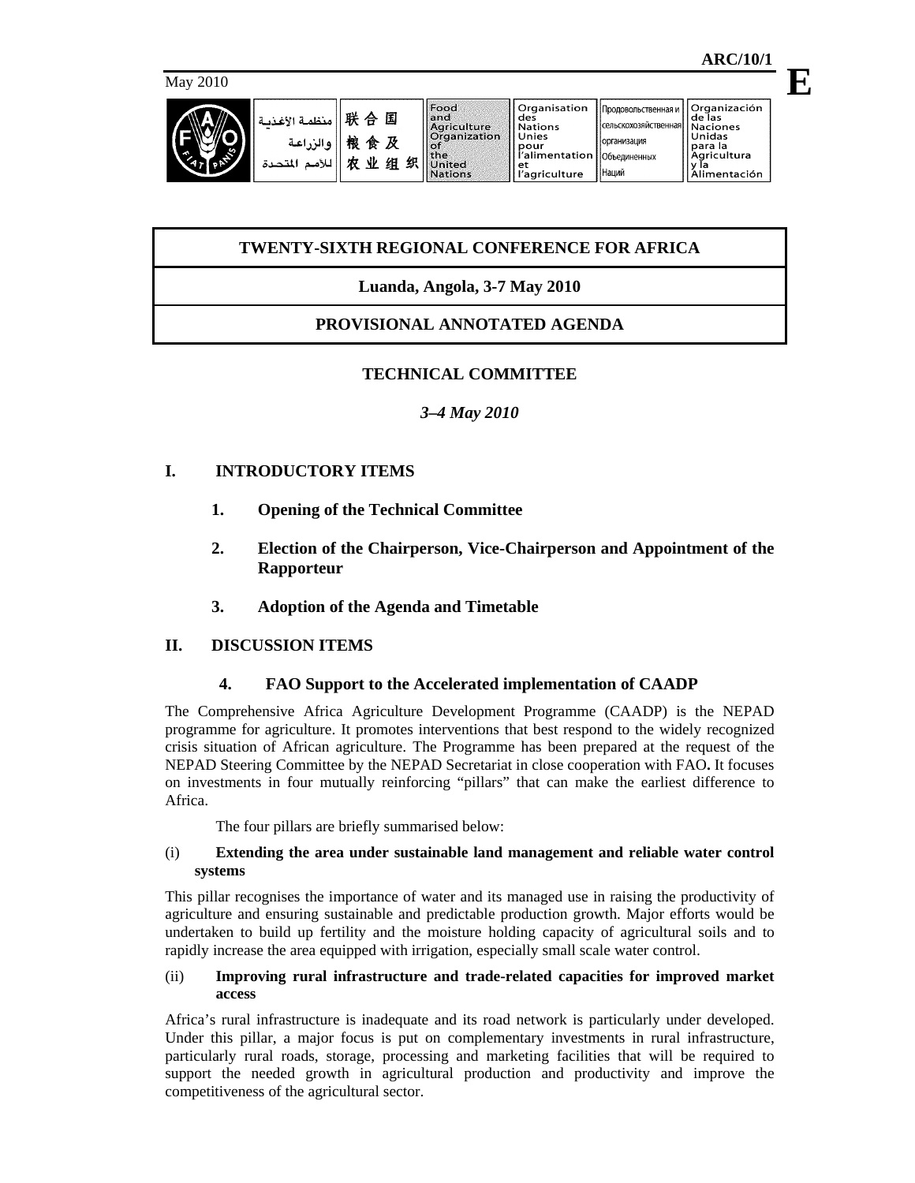ARC/10/1

May 2010

**E**

منظمة الأغذية والزراعة للأمم المتحدة | 联合国粮食及农业组织 | Food and Agriculture Organization of the United Nations | Organisation des Nations Unies pour l'alimentation et l'agriculture | Продовольственная и сельскохозяйственная организация Объединенных Наций | Organización de las Naciones Unidas para la Alimentación y la Agricultura

# TWENTY-SIXTH REGIONAL CONFERENCE FOR AFRICA

## Luanda, Angola, 3-7 May 2010

## PROVISIONAL ANNOTATED AGENDA

### TECHNICAL COMMITTEE

*3–4 May 2010*

## I. INTRODUCTORY ITEMS

**1. Opening of the Technical Committee**

**2. Election of the Chairperson, Vice-Chairperson and Appointment of the Rapporteur**

**3. Adoption of the Agenda and Timetable**

## II. DISCUSSION ITEMS

### 4. FAO Support to the Accelerated implementation of CAADP

The Comprehensive Africa Agriculture Development Programme (CAADP) is the NEPAD programme for agriculture. It promotes interventions that best respond to the widely recognized crisis situation of African agriculture. The Programme has been prepared at the request of the NEPAD Steering Committee by the NEPAD Secretariat in close cooperation with FAO**.** It focuses on investments in four mutually reinforcing "pillars" that can make the earliest difference to Africa.

The four pillars are briefly summarised below:

(i) **Extending the area under sustainable land management and reliable water control systems**

This pillar recognises the importance of water and its managed use in raising the productivity of agriculture and ensuring sustainable and predictable production growth. Major efforts would be undertaken to build up fertility and the moisture holding capacity of agricultural soils and to rapidly increase the area equipped with irrigation, especially small scale water control.

(ii) **Improving rural infrastructure and trade-related capacities for improved market access**

Africa's rural infrastructure is inadequate and its road network is particularly under developed. Under this pillar, a major focus is put on complementary investments in rural infrastructure, particularly rural roads, storage, processing and marketing facilities that will be required to support the needed growth in agricultural production and productivity and improve the competitiveness of the agricultural sector.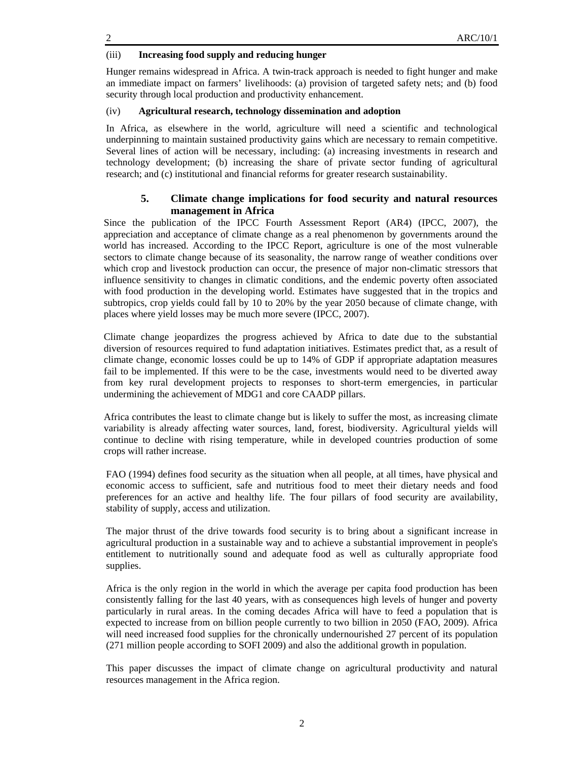(iii) **Increasing food supply and reducing hunger**

Hunger remains widespread in Africa. A twin-track approach is needed to fight hunger and make an immediate impact on farmers' livelihoods: (a) provision of targeted safety nets; and (b) food security through local production and productivity enhancement.

(iv) **Agricultural research, technology dissemination and adoption**

In Africa, as elsewhere in the world, agriculture will need a scientific and technological underpinning to maintain sustained productivity gains which are necessary to remain competitive. Several lines of action will be necessary, including: (a) increasing investments in research and technology development; (b) increasing the share of private sector funding of agricultural research; and (c) institutional and financial reforms for greater research sustainability.

## 5. Climate change implications for food security and natural resources management in Africa

Since the publication of the IPCC Fourth Assessment Report (AR4) (IPCC, 2007), the appreciation and acceptance of climate change as a real phenomenon by governments around the world has increased. According to the IPCC Report, agriculture is one of the most vulnerable sectors to climate change because of its seasonality, the narrow range of weather conditions over which crop and livestock production can occur, the presence of major non-climatic stressors that influence sensitivity to changes in climatic conditions, and the endemic poverty often associated with food production in the developing world. Estimates have suggested that in the tropics and subtropics, crop yields could fall by 10 to 20% by the year 2050 because of climate change, with places where yield losses may be much more severe (IPCC, 2007).

Climate change jeopardizes the progress achieved by Africa to date due to the substantial diversion of resources required to fund adaptation initiatives. Estimates predict that, as a result of climate change, economic losses could be up to 14% of GDP if appropriate adaptation measures fail to be implemented. If this were to be the case, investments would need to be diverted away from key rural development projects to responses to short-term emergencies, in particular undermining the achievement of MDG1 and core CAADP pillars.

Africa contributes the least to climate change but is likely to suffer the most, as increasing climate variability is already affecting water sources, land, forest, biodiversity. Agricultural yields will continue to decline with rising temperature, while in developed countries production of some crops will rather increase.

FAO (1994) defines food security as the situation when all people, at all times, have physical and economic access to sufficient, safe and nutritious food to meet their dietary needs and food preferences for an active and healthy life. The four pillars of food security are availability, stability of supply, access and utilization.

The major thrust of the drive towards food security is to bring about a significant increase in agricultural production in a sustainable way and to achieve a substantial improvement in people's entitlement to nutritionally sound and adequate food as well as culturally appropriate food supplies.

Africa is the only region in the world in which the average per capita food production has been consistently falling for the last 40 years, with as consequences high levels of hunger and poverty particularly in rural areas. In the coming decades Africa will have to feed a population that is expected to increase from on billion people currently to two billion in 2050 (FAO, 2009). Africa will need increased food supplies for the chronically undernourished 27 percent of its population (271 million people according to SOFI 2009) and also the additional growth in population.

This paper discusses the impact of climate change on agricultural productivity and natural resources management in the Africa region.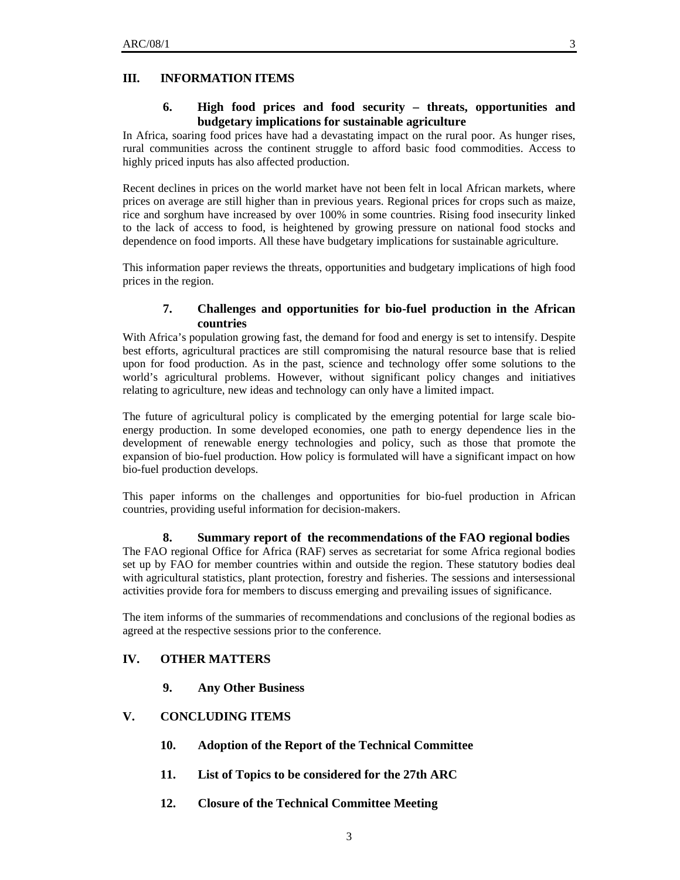## III. INFORMATION ITEMS

### 6. High food prices and food security – threats, opportunities and budgetary implications for sustainable agriculture

In Africa, soaring food prices have had a devastating impact on the rural poor. As hunger rises, rural communities across the continent struggle to afford basic food commodities. Access to highly priced inputs has also affected production.

Recent declines in prices on the world market have not been felt in local African markets, where prices on average are still higher than in previous years. Regional prices for crops such as maize, rice and sorghum have increased by over 100% in some countries. Rising food insecurity linked to the lack of access to food, is heightened by growing pressure on national food stocks and dependence on food imports. All these have budgetary implications for sustainable agriculture.

This information paper reviews the threats, opportunities and budgetary implications of high food prices in the region.

### 7. Challenges and opportunities for bio-fuel production in the African countries

With Africa's population growing fast, the demand for food and energy is set to intensify. Despite best efforts, agricultural practices are still compromising the natural resource base that is relied upon for food production. As in the past, science and technology offer some solutions to the world's agricultural problems. However, without significant policy changes and initiatives relating to agriculture, new ideas and technology can only have a limited impact.

The future of agricultural policy is complicated by the emerging potential for large scale bio-energy production. In some developed economies, one path to energy dependence lies in the development of renewable energy technologies and policy, such as those that promote the expansion of bio-fuel production. How policy is formulated will have a significant impact on how bio-fuel production develops.

This paper informs on the challenges and opportunities for bio-fuel production in African countries, providing useful information for decision-makers.

### 8. Summary report of the recommendations of the FAO regional bodies

The FAO regional Office for Africa (RAF) serves as secretariat for some Africa regional bodies set up by FAO for member countries within and outside the region. These statutory bodies deal with agricultural statistics, plant protection, forestry and fisheries. The sessions and intersessional activities provide fora for members to discuss emerging and prevailing issues of significance.

The item informs of the summaries of recommendations and conclusions of the regional bodies as agreed at the respective sessions prior to the conference.

## IV. OTHER MATTERS

### 9. Any Other Business

## V. CONCLUDING ITEMS

### 10. Adoption of the Report of the Technical Committee

### 11. List of Topics to be considered for the 27th ARC

### 12. Closure of the Technical Committee Meeting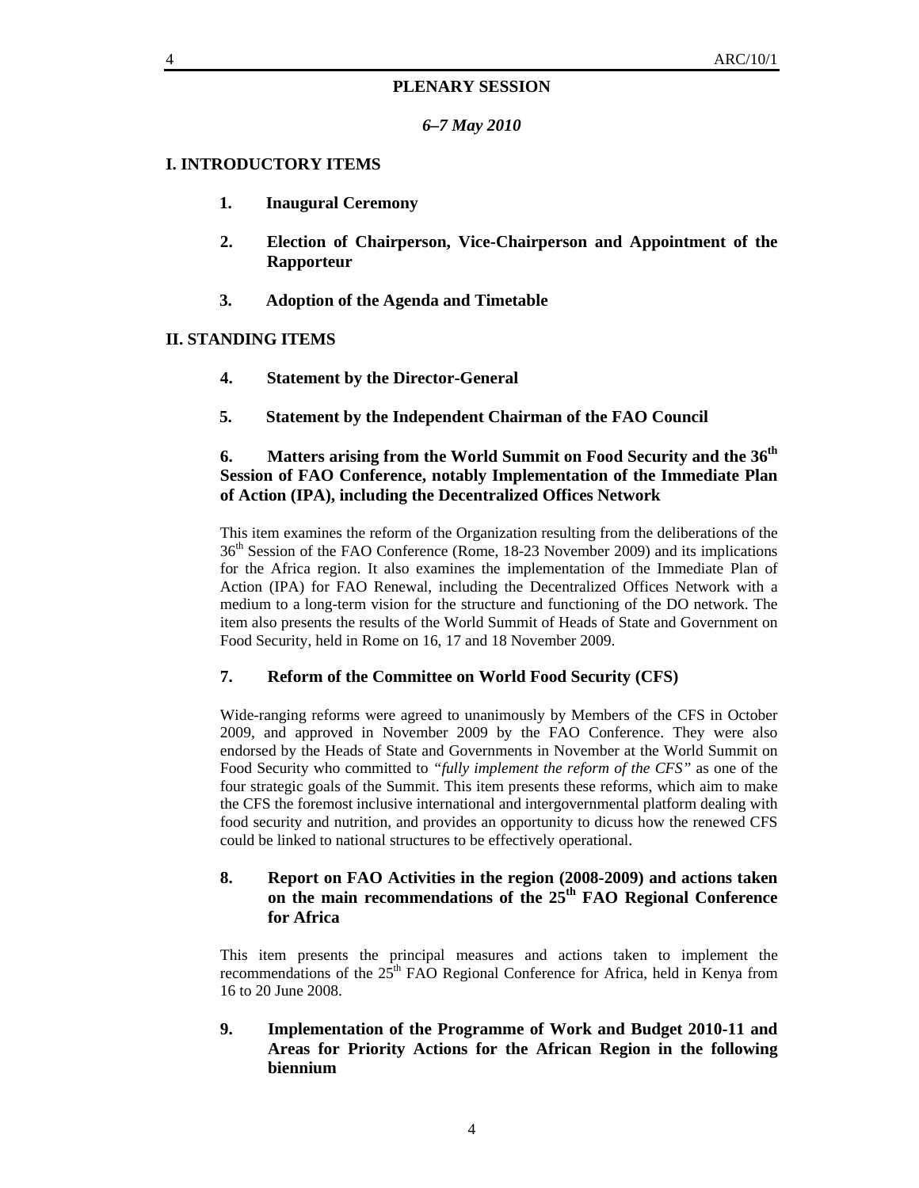## PLENARY SESSION

*6–7 May 2010*

### I. INTRODUCTORY ITEMS

**1. Inaugural Ceremony**

**2. Election of Chairperson, Vice-Chairperson and Appointment of the Rapporteur**

**3. Adoption of the Agenda and Timetable**

### II. STANDING ITEMS

**4. Statement by the Director-General**

**5. Statement by the Independent Chairman of the FAO Council**

**6. Matters arising from the World Summit on Food Security and the 36th Session of FAO Conference, notably Implementation of the Immediate Plan of Action (IPA), including the Decentralized Offices Network**

This item examines the reform of the Organization resulting from the deliberations of the 36th Session of the FAO Conference (Rome, 18-23 November 2009) and its implications for the Africa region. It also examines the implementation of the Immediate Plan of Action (IPA) for FAO Renewal, including the Decentralized Offices Network with a medium to a long-term vision for the structure and functioning of the DO network. The item also presents the results of the World Summit of Heads of State and Government on Food Security, held in Rome on 16, 17 and 18 November 2009.

**7. Reform of the Committee on World Food Security (CFS)**

Wide-ranging reforms were agreed to unanimously by Members of the CFS in October 2009, and approved in November 2009 by the FAO Conference. They were also endorsed by the Heads of State and Governments in November at the World Summit on Food Security who committed to *"fully implement the reform of the CFS"* as one of the four strategic goals of the Summit. This item presents these reforms, which aim to make the CFS the foremost inclusive international and intergovernmental platform dealing with food security and nutrition, and provides an opportunity to dicuss how the renewed CFS could be linked to national structures to be effectively operational.

**8. Report on FAO Activities in the region (2008-2009) and actions taken on the main recommendations of the 25th FAO Regional Conference for Africa**

This item presents the principal measures and actions taken to implement the recommendations of the 25th FAO Regional Conference for Africa, held in Kenya from 16 to 20 June 2008.

**9. Implementation of the Programme of Work and Budget 2010-11 and Areas for Priority Actions for the African Region in the following biennium**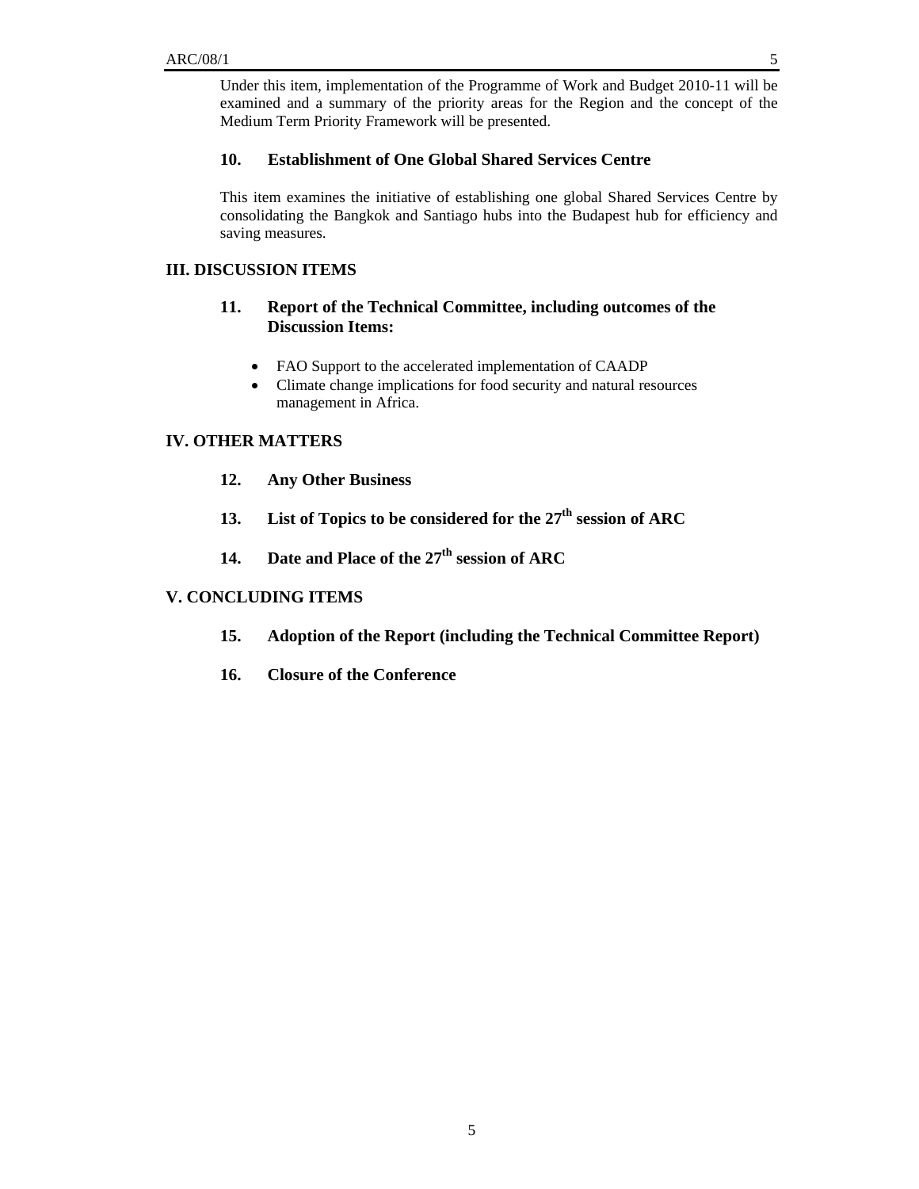Under this item, implementation of the Programme of Work and Budget 2010-11 will be examined and a summary of the priority areas for the Region and the concept of the Medium Term Priority Framework will be presented.

### 10. Establishment of One Global Shared Services Centre

This item examines the initiative of establishing one global Shared Services Centre by consolidating the Bangkok and Santiago hubs into the Budapest hub for efficiency and saving measures.

## III. DISCUSSION ITEMS

### 11. Report of the Technical Committee, including outcomes of the Discussion Items:

- FAO Support to the accelerated implementation of CAADP
- Climate change implications for food security and natural resources management in Africa.

## IV. OTHER MATTERS

### 12. Any Other Business

### 13. List of Topics to be considered for the 27th session of ARC

### 14. Date and Place of the 27th session of ARC

## V. CONCLUDING ITEMS

### 15. Adoption of the Report (including the Technical Committee Report)

### 16. Closure of the Conference